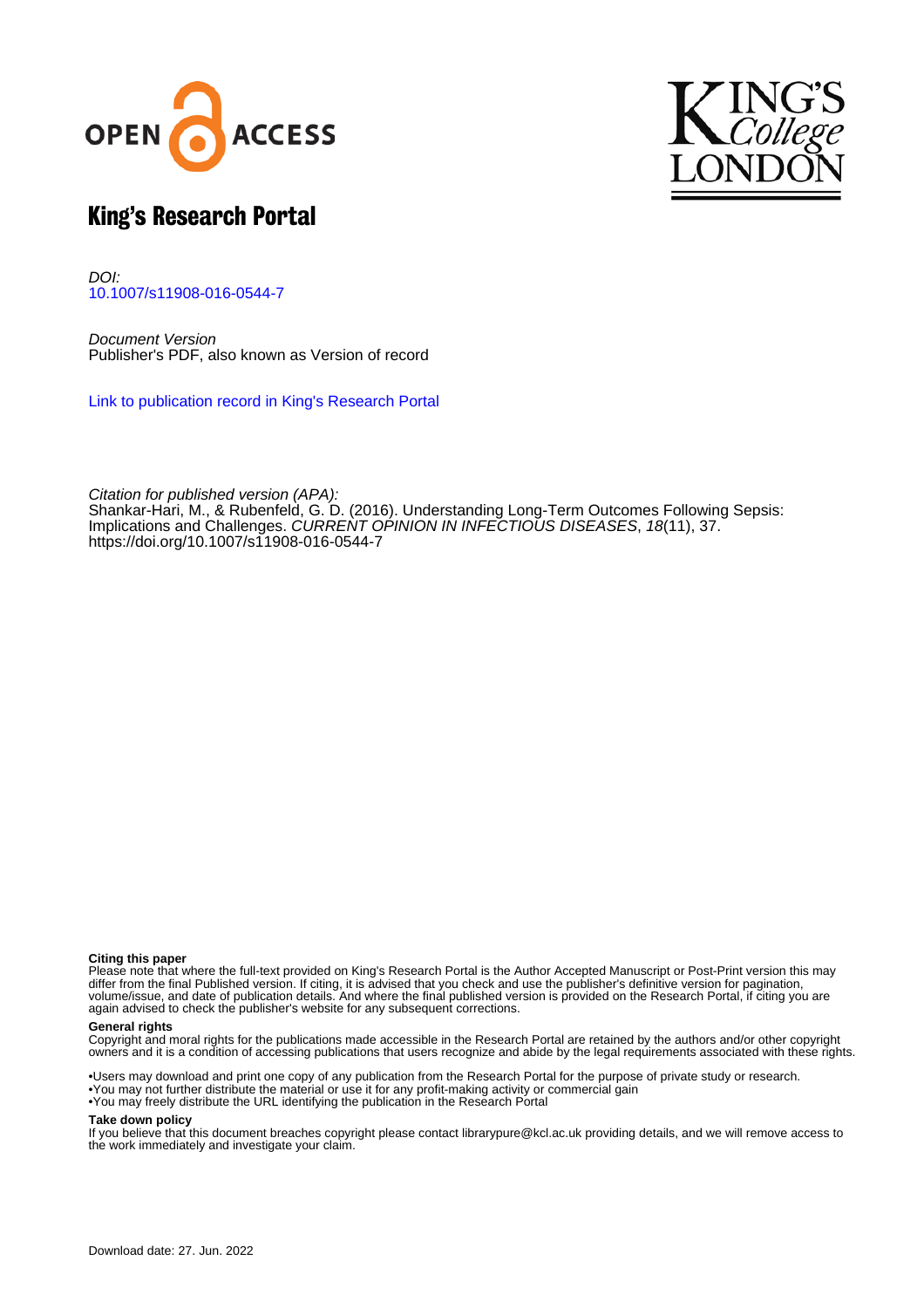# King's Research Portal

*DOI:*
10.1007/s11908-016-0544-7

*Document Version*
Publisher's PDF, also known as Version of record

Link to publication record in King's Research Portal

*Citation for published version (APA):*
Shankar-Hari, M., & Rubenfeld, G. D. (2016). Understanding Long-Term Outcomes Following Sepsis: Implications and Challenges. *CURRENT OPINION IN INFECTIOUS DISEASES*, *18*(11), 37. https://doi.org/10.1007/s11908-016-0544-7

**Citing this paper**
Please note that where the full-text provided on King's Research Portal is the Author Accepted Manuscript or Post-Print version this may differ from the final Published version. If citing, it is advised that you check and use the publisher's definitive version for pagination, volume/issue, and date of publication details. And where the final published version is provided on the Research Portal, if citing you are again advised to check the publisher's website for any subsequent corrections.

**General rights**
Copyright and moral rights for the publications made accessible in the Research Portal are retained by the authors and/or other copyright owners and it is a condition of accessing publications that users recognize and abide by the legal requirements associated with these rights.

•Users may download and print one copy of any publication from the Research Portal for the purpose of private study or research.
•You may not further distribute the material or use it for any profit-making activity or commercial gain
•You may freely distribute the URL identifying the publication in the Research Portal

**Take down policy**
If you believe that this document breaches copyright please contact librarypure@kcl.ac.uk providing details, and we will remove access to the work immediately and investigate your claim.

Download date: 27. Jun. 2022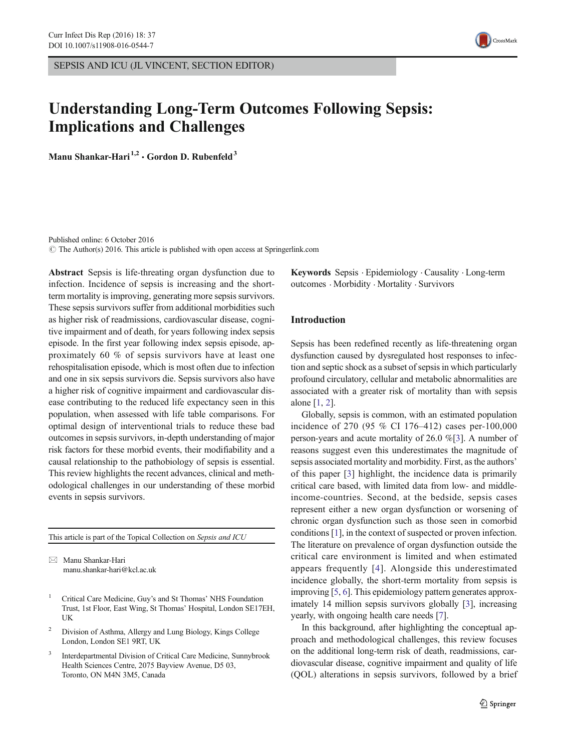SEPSIS AND ICU (JL VINCENT, SECTION EDITOR)

# Understanding Long-Term Outcomes Following Sepsis: Implications and Challenges

**Manu Shankar-Hari**[1,2] · **Gordon D. Rubenfeld**[3]

Published online: 6 October 2016
© The Author(s) 2016. This article is published with open access at Springerlink.com

**Abstract** Sepsis is life-threating organ dysfunction due to infection. Incidence of sepsis is increasing and the short-term mortality is improving, generating more sepsis survivors. These sepsis survivors suffer from additional morbidities such as higher risk of readmissions, cardiovascular disease, cognitive impairment and of death, for years following index sepsis episode. In the first year following index sepsis episode, approximately 60 % of sepsis survivors have at least one rehospitalisation episode, which is most often due to infection and one in six sepsis survivors die. Sepsis survivors also have a higher risk of cognitive impairment and cardiovascular disease contributing to the reduced life expectancy seen in this population, when assessed with life table comparisons. For optimal design of interventional trials to reduce these bad outcomes in sepsis survivors, in-depth understanding of major risk factors for these morbid events, their modifiability and a causal relationship to the pathobiology of sepsis is essential. This review highlights the recent advances, clinical and methodological challenges in our understanding of these morbid events in sepsis survivors.

**Keywords** Sepsis · Epidemiology · Causality · Long-term outcomes · Morbidity · Mortality · Survivors

This article is part of the Topical Collection on *Sepsis and ICU*

✉ Manu Shankar-Hari
manu.shankar-hari@kcl.ac.uk

[1] Critical Care Medicine, Guy's and St Thomas' NHS Foundation Trust, 1st Floor, East Wing, St Thomas' Hospital, London SE17EH, UK

[2] Division of Asthma, Allergy and Lung Biology, Kings College London, London SE1 9RT, UK

[3] Interdepartmental Division of Critical Care Medicine, Sunnybrook Health Sciences Centre, 2075 Bayview Avenue, D5 03, Toronto, ON M4N 3M5, Canada

## Introduction

Sepsis has been redefined recently as life-threatening organ dysfunction caused by dysregulated host responses to infection and septic shock as a subset of sepsis in which particularly profound circulatory, cellular and metabolic abnormalities are associated with a greater risk of mortality than with sepsis alone [1, 2].

Globally, sepsis is common, with an estimated population incidence of 270 (95 % CI 176–412) cases per-100,000 person-years and acute mortality of 26.0 %[3]. A number of reasons suggest even this underestimates the magnitude of sepsis associated mortality and morbidity. First, as the authors' of this paper [3] highlight, the incidence data is primarily critical care based, with limited data from low- and middle-income-countries. Second, at the bedside, sepsis cases represent either a new organ dysfunction or worsening of chronic organ dysfunction such as those seen in comorbid conditions [1], in the context of suspected or proven infection. The literature on prevalence of organ dysfunction outside the critical care environment is limited and when estimated appears frequently [4]. Alongside this underestimated incidence globally, the short-term mortality from sepsis is improving [5, 6]. This epidemiology pattern generates approximately 14 million sepsis survivors globally [3], increasing yearly, with ongoing health care needs [7].

In this background, after highlighting the conceptual approach and methodological challenges, this review focuses on the additional long-term risk of death, readmissions, cardiovascular disease, cognitive impairment and quality of life (QOL) alterations in sepsis survivors, followed by a brief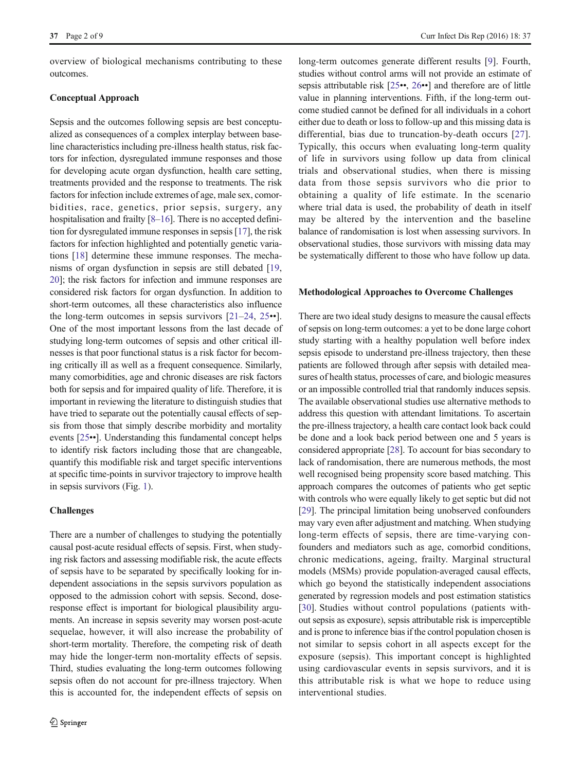overview of biological mechanisms contributing to these outcomes.

### Conceptual Approach

Sepsis and the outcomes following sepsis are best conceptualized as consequences of a complex interplay between baseline characteristics including pre-illness health status, risk factors for infection, dysregulated immune responses and those for developing acute organ dysfunction, health care setting, treatments provided and the response to treatments. The risk factors for infection include extremes of age, male sex, comorbidities, race, genetics, prior sepsis, surgery, any hospitalisation and frailty [8–16]. There is no accepted definition for dysregulated immune responses in sepsis [17], the risk factors for infection highlighted and potentially genetic variations [18] determine these immune responses. The mechanisms of organ dysfunction in sepsis are still debated [19, 20]; the risk factors for infection and immune responses are considered risk factors for organ dysfunction. In addition to short-term outcomes, all these characteristics also influence the long-term outcomes in sepsis survivors [21–24, 25••]. One of the most important lessons from the last decade of studying long-term outcomes of sepsis and other critical illnesses is that poor functional status is a risk factor for becoming critically ill as well as a frequent consequence. Similarly, many comorbidities, age and chronic diseases are risk factors both for sepsis and for impaired quality of life. Therefore, it is important in reviewing the literature to distinguish studies that have tried to separate out the potentially causal effects of sepsis from those that simply describe morbidity and mortality events [25••]. Understanding this fundamental concept helps to identify risk factors including those that are changeable, quantify this modifiable risk and target specific interventions at specific time-points in survivor trajectory to improve health in sepsis survivors (Fig. 1).

### Challenges

There are a number of challenges to studying the potentially causal post-acute residual effects of sepsis. First, when studying risk factors and assessing modifiable risk, the acute effects of sepsis have to be separated by specifically looking for independent associations in the sepsis survivors population as opposed to the admission cohort with sepsis. Second, dose-response effect is important for biological plausibility arguments. An increase in sepsis severity may worsen post-acute sequelae, however, it will also increase the probability of short-term mortality. Therefore, the competing risk of death may hide the longer-term non-mortality effects of sepsis. Third, studies evaluating the long-term outcomes following sepsis often do not account for pre-illness trajectory. When this is accounted for, the independent effects of sepsis on long-term outcomes generate different results [9]. Fourth, studies without control arms will not provide an estimate of sepsis attributable risk [25••, 26••] and therefore are of little value in planning interventions. Fifth, if the long-term outcome studied cannot be defined for all individuals in a cohort either due to death or loss to follow-up and this missing data is differential, bias due to truncation-by-death occurs [27]. Typically, this occurs when evaluating long-term quality of life in survivors using follow up data from clinical trials and observational studies, when there is missing data from those sepsis survivors who die prior to obtaining a quality of life estimate. In the scenario where trial data is used, the probability of death in itself may be altered by the intervention and the baseline balance of randomisation is lost when assessing survivors. In observational studies, those survivors with missing data may be systematically different to those who have follow up data.

### Methodological Approaches to Overcome Challenges

There are two ideal study designs to measure the causal effects of sepsis on long-term outcomes: a yet to be done large cohort study starting with a healthy population well before index sepsis episode to understand pre-illness trajectory, then these patients are followed through after sepsis with detailed measures of health status, processes of care, and biologic measures or an impossible controlled trial that randomly induces sepsis. The available observational studies use alternative methods to address this question with attendant limitations. To ascertain the pre-illness trajectory, a health care contact look back could be done and a look back period between one and 5 years is considered appropriate [28]. To account for bias secondary to lack of randomisation, there are numerous methods, the most well recognised being propensity score based matching. This approach compares the outcomes of patients who get septic with controls who were equally likely to get septic but did not [29]. The principal limitation being unobserved confounders may vary even after adjustment and matching. When studying long-term effects of sepsis, there are time-varying confounders and mediators such as age, comorbid conditions, chronic medications, ageing, frailty. Marginal structural models (MSMs) provide population-averaged causal effects, which go beyond the statistically independent associations generated by regression models and post estimation statistics [30]. Studies without control populations (patients without sepsis as exposure), sepsis attributable risk is imperceptible and is prone to inference bias if the control population chosen is not similar to sepsis cohort in all aspects except for the exposure (sepsis). This important concept is highlighted using cardiovascular events in sepsis survivors, and it is this attributable risk is what we hope to reduce using interventional studies.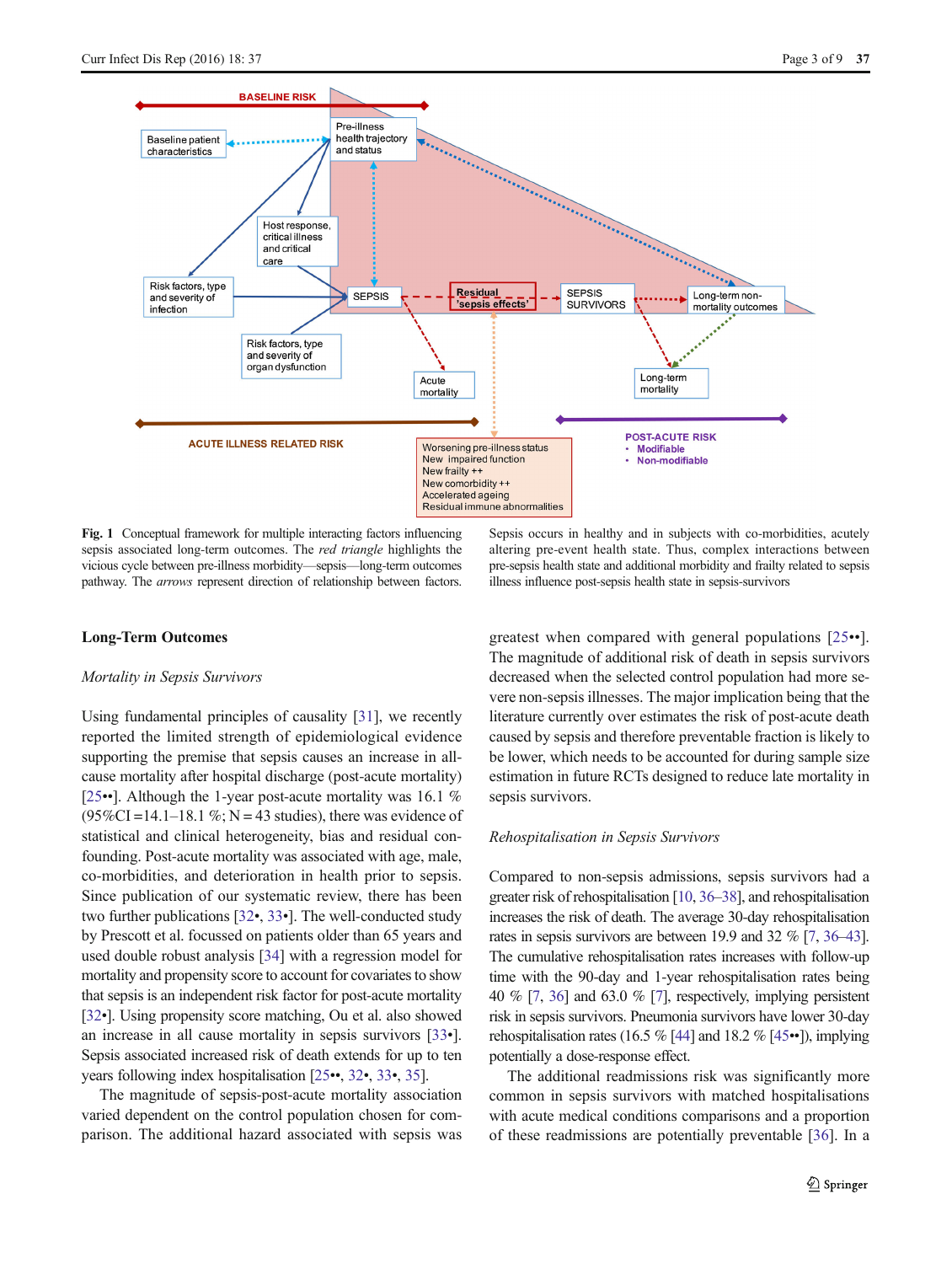**Fig. 1** Conceptual framework for multiple interacting factors influencing sepsis associated long-term outcomes. The *red triangle* highlights the vicious cycle between pre-illness morbidity—sepsis—long-term outcomes pathway. The *arrows* represent direction of relationship between factors. Sepsis occurs in healthy and in subjects with co-morbidities, acutely altering pre-event health state. Thus, complex interactions between pre-sepsis health state and additional morbidity and frailty related to sepsis illness influence post-sepsis health state in sepsis-survivors

## Long-Term Outcomes

### *Mortality in Sepsis Survivors*

Using fundamental principles of causality [31], we recently reported the limited strength of epidemiological evidence supporting the premise that sepsis causes an increase in all-cause mortality after hospital discharge (post-acute mortality) [25••]. Although the 1-year post-acute mortality was 16.1 % (95%CI = 14.1–18.1 %; N = 43 studies), there was evidence of statistical and clinical heterogeneity, bias and residual confounding. Post-acute mortality was associated with age, male, co-morbidities, and deterioration in health prior to sepsis. Since publication of our systematic review, there has been two further publications [32•, 33•]. The well-conducted study by Prescott et al. focussed on patients older than 65 years and used double robust analysis [34] with a regression model for mortality and propensity score to account for covariates to show that sepsis is an independent risk factor for post-acute mortality [32•]. Using propensity score matching, Ou et al. also showed an increase in all cause mortality in sepsis survivors [33•]. Sepsis associated increased risk of death extends for up to ten years following index hospitalisation [25••, 32•, 33•, 35].

The magnitude of sepsis-post-acute mortality association varied dependent on the control population chosen for comparison. The additional hazard associated with sepsis was greatest when compared with general populations [25••]. The magnitude of additional risk of death in sepsis survivors decreased when the selected control population had more severe non-sepsis illnesses. The major implication being that the literature currently over estimates the risk of post-acute death caused by sepsis and therefore preventable fraction is likely to be lower, which needs to be accounted for during sample size estimation in future RCTs designed to reduce late mortality in sepsis survivors.

### *Rehospitalisation in Sepsis Survivors*

Compared to non-sepsis admissions, sepsis survivors had a greater risk of rehospitalisation [10, 36–38], and rehospitalisation increases the risk of death. The average 30-day rehospitalisation rates in sepsis survivors are between 19.9 and 32 % [7, 36–43]. The cumulative rehospitalisation rates increases with follow-up time with the 90-day and 1-year rehospitalisation rates being 40 % [7, 36] and 63.0 % [7], respectively, implying persistent risk in sepsis survivors. Pneumonia survivors have lower 30-day rehospitalisation rates (16.5 % [44] and 18.2 % [45••]), implying potentially a dose-response effect.

The additional readmissions risk was significantly more common in sepsis survivors with matched hospitalisations with acute medical conditions comparisons and a proportion of these readmissions are potentially preventable [36]. In a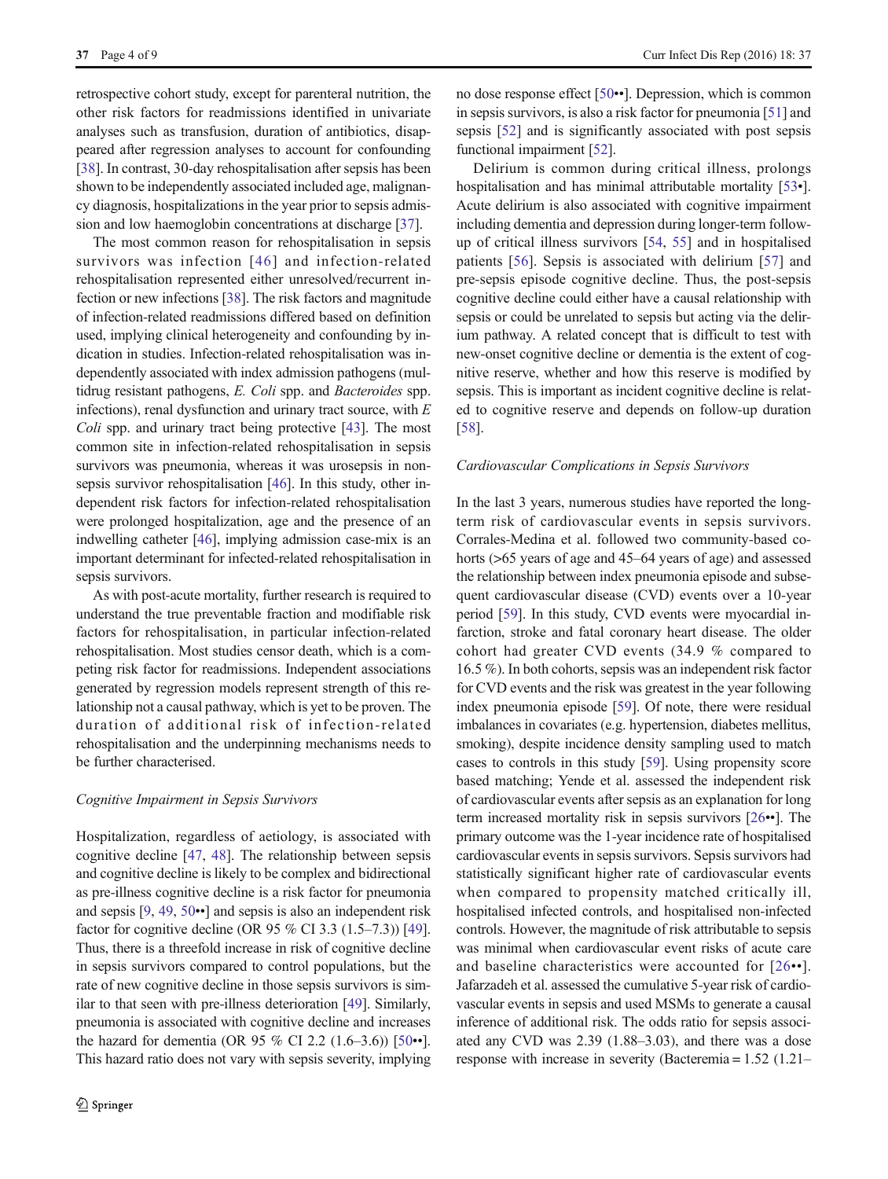retrospective cohort study, except for parenteral nutrition, the other risk factors for readmissions identified in univariate analyses such as transfusion, duration of antibiotics, disappeared after regression analyses to account for confounding [38]. In contrast, 30-day rehospitalisation after sepsis has been shown to be independently associated included age, malignancy diagnosis, hospitalizations in the year prior to sepsis admission and low haemoglobin concentrations at discharge [37].

The most common reason for rehospitalisation in sepsis survivors was infection [46] and infection-related rehospitalisation represented either unresolved/recurrent infection or new infections [38]. The risk factors and magnitude of infection-related readmissions differed based on definition used, implying clinical heterogeneity and confounding by indication in studies. Infection-related rehospitalisation was independently associated with index admission pathogens (multidrug resistant pathogens, *E. Coli* spp. and *Bacteroides* spp. infections), renal dysfunction and urinary tract source, with *E Coli* spp. and urinary tract being protective [43]. The most common site in infection-related rehospitalisation in sepsis survivors was pneumonia, whereas it was urosepsis in non-sepsis survivor rehospitalisation [46]. In this study, other independent risk factors for infection-related rehospitalisation were prolonged hospitalization, age and the presence of an indwelling catheter [46], implying admission case-mix is an important determinant for infected-related rehospitalisation in sepsis survivors.

As with post-acute mortality, further research is required to understand the true preventable fraction and modifiable risk factors for rehospitalisation, in particular infection-related rehospitalisation. Most studies censor death, which is a competing risk factor for readmissions. Independent associations generated by regression models represent strength of this relationship not a causal pathway, which is yet to be proven. The duration of additional risk of infection-related rehospitalisation and the underpinning mechanisms needs to be further characterised.

*Cognitive Impairment in Sepsis Survivors*

Hospitalization, regardless of aetiology, is associated with cognitive decline [47, 48]. The relationship between sepsis and cognitive decline is likely to be complex and bidirectional as pre-illness cognitive decline is a risk factor for pneumonia and sepsis [9, 49, 50••] and sepsis is also an independent risk factor for cognitive decline (OR 95 % CI 3.3 (1.5–7.3)) [49]. Thus, there is a threefold increase in risk of cognitive decline in sepsis survivors compared to control populations, but the rate of new cognitive decline in those sepsis survivors is similar to that seen with pre-illness deterioration [49]. Similarly, pneumonia is associated with cognitive decline and increases the hazard for dementia (OR 95 % CI 2.2 (1.6–3.6)) [50••]. This hazard ratio does not vary with sepsis severity, implying no dose response effect [50••]. Depression, which is common in sepsis survivors, is also a risk factor for pneumonia [51] and sepsis [52] and is significantly associated with post sepsis functional impairment [52].

Delirium is common during critical illness, prolongs hospitalisation and has minimal attributable mortality [53•]. Acute delirium is also associated with cognitive impairment including dementia and depression during longer-term follow-up of critical illness survivors [54, 55] and in hospitalised patients [56]. Sepsis is associated with delirium [57] and pre-sepsis episode cognitive decline. Thus, the post-sepsis cognitive decline could either have a causal relationship with sepsis or could be unrelated to sepsis but acting via the delirium pathway. A related concept that is difficult to test with new-onset cognitive decline or dementia is the extent of cognitive reserve, whether and how this reserve is modified by sepsis. This is important as incident cognitive decline is related to cognitive reserve and depends on follow-up duration [58].

*Cardiovascular Complications in Sepsis Survivors*

In the last 3 years, numerous studies have reported the long-term risk of cardiovascular events in sepsis survivors. Corrales-Medina et al. followed two community-based cohorts (>65 years of age and 45–64 years of age) and assessed the relationship between index pneumonia episode and subsequent cardiovascular disease (CVD) events over a 10-year period [59]. In this study, CVD events were myocardial infarction, stroke and fatal coronary heart disease. The older cohort had greater CVD events (34.9 % compared to 16.5 %). In both cohorts, sepsis was an independent risk factor for CVD events and the risk was greatest in the year following index pneumonia episode [59]. Of note, there were residual imbalances in covariates (e.g. hypertension, diabetes mellitus, smoking), despite incidence density sampling used to match cases to controls in this study [59]. Using propensity score based matching; Yende et al. assessed the independent risk of cardiovascular events after sepsis as an explanation for long term increased mortality risk in sepsis survivors [26••]. The primary outcome was the 1-year incidence rate of hospitalised cardiovascular events in sepsis survivors. Sepsis survivors had statistically significant higher rate of cardiovascular events when compared to propensity matched critically ill, hospitalised infected controls, and hospitalised non-infected controls. However, the magnitude of risk attributable to sepsis was minimal when cardiovascular event risks of acute care and baseline characteristics were accounted for [26••]. Jafarzadeh et al. assessed the cumulative 5-year risk of cardiovascular events in sepsis and used MSMs to generate a causal inference of additional risk. The odds ratio for sepsis associated any CVD was 2.39 (1.88–3.03), and there was a dose response with increase in severity (Bacteremia = 1.52 (1.21–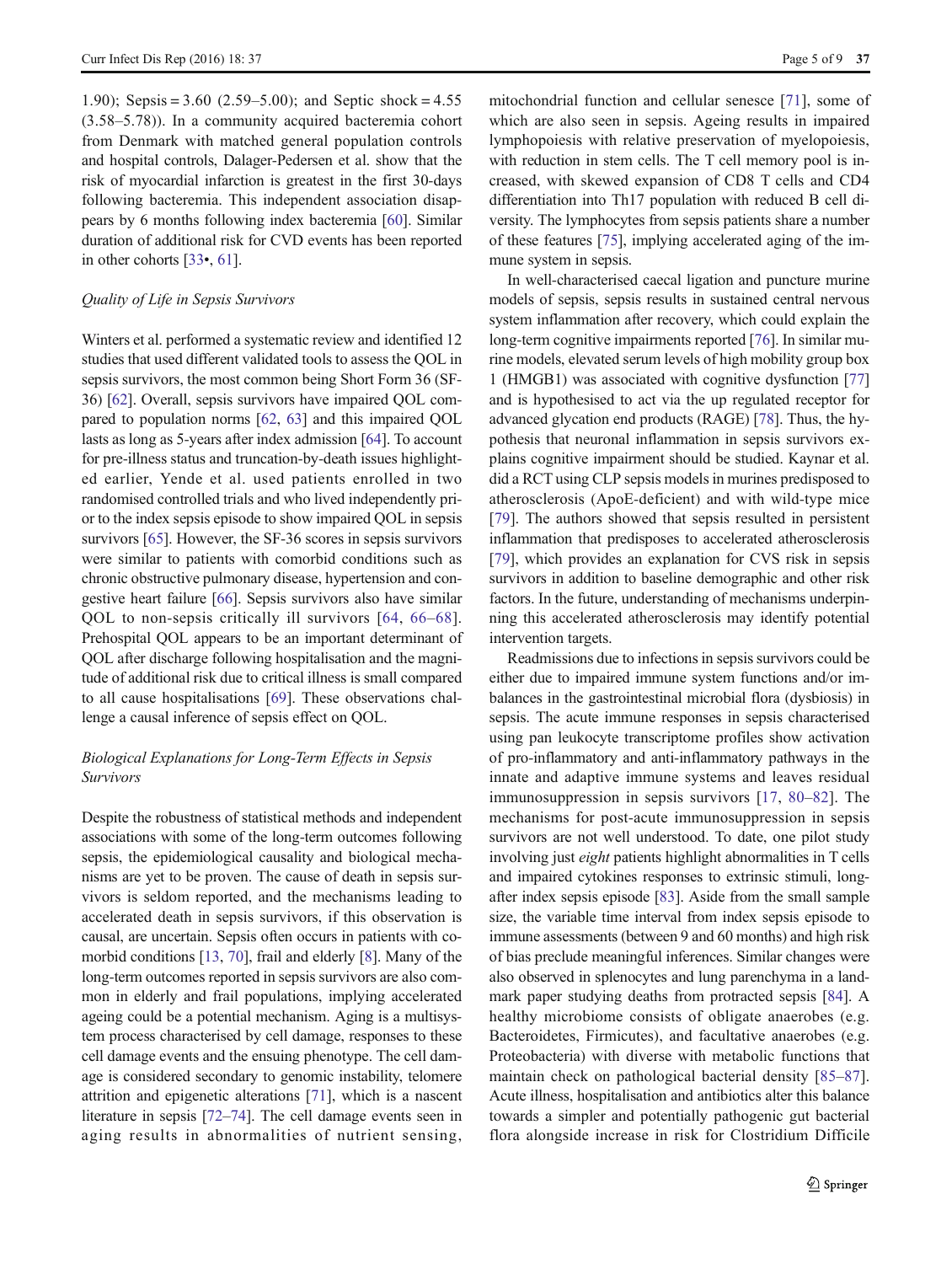1.90); Sepsis = 3.60 (2.59–5.00); and Septic shock = 4.55 (3.58–5.78)). In a community acquired bacteremia cohort from Denmark with matched general population controls and hospital controls, Dalager-Pedersen et al. show that the risk of myocardial infarction is greatest in the first 30-days following bacteremia. This independent association disappears by 6 months following index bacteremia [60]. Similar duration of additional risk for CVD events has been reported in other cohorts [33•, 61].

### *Quality of Life in Sepsis Survivors*

Winters et al. performed a systematic review and identified 12 studies that used different validated tools to assess the QOL in sepsis survivors, the most common being Short Form 36 (SF-36) [62]. Overall, sepsis survivors have impaired QOL compared to population norms [62, 63] and this impaired QOL lasts as long as 5-years after index admission [64]. To account for pre-illness status and truncation-by-death issues highlighted earlier, Yende et al. used patients enrolled in two randomised controlled trials and who lived independently prior to the index sepsis episode to show impaired QOL in sepsis survivors [65]. However, the SF-36 scores in sepsis survivors were similar to patients with comorbid conditions such as chronic obstructive pulmonary disease, hypertension and congestive heart failure [66]. Sepsis survivors also have similar QOL to non-sepsis critically ill survivors [64, 66–68]. Prehospital QOL appears to be an important determinant of QOL after discharge following hospitalisation and the magnitude of additional risk due to critical illness is small compared to all cause hospitalisations [69]. These observations challenge a causal inference of sepsis effect on QOL.

### *Biological Explanations for Long-Term Effects in Sepsis Survivors*

Despite the robustness of statistical methods and independent associations with some of the long-term outcomes following sepsis, the epidemiological causality and biological mechanisms are yet to be proven. The cause of death in sepsis survivors is seldom reported, and the mechanisms leading to accelerated death in sepsis survivors, if this observation is causal, are uncertain. Sepsis often occurs in patients with comorbid conditions [13, 70], frail and elderly [8]. Many of the long-term outcomes reported in sepsis survivors are also common in elderly and frail populations, implying accelerated ageing could be a potential mechanism. Aging is a multisystem process characterised by cell damage, responses to these cell damage events and the ensuing phenotype. The cell damage is considered secondary to genomic instability, telomere attrition and epigenetic alterations [71], which is a nascent literature in sepsis [72–74]. The cell damage events seen in aging results in abnormalities of nutrient sensing, mitochondrial function and cellular senesce [71], some of which are also seen in sepsis. Ageing results in impaired lymphopoiesis with relative preservation of myelopoiesis, with reduction in stem cells. The T cell memory pool is increased, with skewed expansion of CD8 T cells and CD4 differentiation into Th17 population with reduced B cell diversity. The lymphocytes from sepsis patients share a number of these features [75], implying accelerated aging of the immune system in sepsis.

In well-characterised caecal ligation and puncture murine models of sepsis, sepsis results in sustained central nervous system inflammation after recovery, which could explain the long-term cognitive impairments reported [76]. In similar murine models, elevated serum levels of high mobility group box 1 (HMGB1) was associated with cognitive dysfunction [77] and is hypothesised to act via the up regulated receptor for advanced glycation end products (RAGE) [78]. Thus, the hypothesis that neuronal inflammation in sepsis survivors explains cognitive impairment should be studied. Kaynar et al. did a RCT using CLP sepsis models in murines predisposed to atherosclerosis (ApoE-deficient) and with wild-type mice [79]. The authors showed that sepsis resulted in persistent inflammation that predisposes to accelerated atherosclerosis [79], which provides an explanation for CVS risk in sepsis survivors in addition to baseline demographic and other risk factors. In the future, understanding of mechanisms underpinning this accelerated atherosclerosis may identify potential intervention targets.

Readmissions due to infections in sepsis survivors could be either due to impaired immune system functions and/or imbalances in the gastrointestinal microbial flora (dysbiosis) in sepsis. The acute immune responses in sepsis characterised using pan leukocyte transcriptome profiles show activation of pro-inflammatory and anti-inflammatory pathways in the innate and adaptive immune systems and leaves residual immunosuppression in sepsis survivors [17, 80–82]. The mechanisms for post-acute immunosuppression in sepsis survivors are not well understood. To date, one pilot study involving just *eight* patients highlight abnormalities in T cells and impaired cytokines responses to extrinsic stimuli, long-after index sepsis episode [83]. Aside from the small sample size, the variable time interval from index sepsis episode to immune assessments (between 9 and 60 months) and high risk of bias preclude meaningful inferences. Similar changes were also observed in splenocytes and lung parenchyma in a landmark paper studying deaths from protracted sepsis [84]. A healthy microbiome consists of obligate anaerobes (e.g. Bacteroidetes, Firmicutes), and facultative anaerobes (e.g. Proteobacteria) with diverse with metabolic functions that maintain check on pathological bacterial density [85–87]. Acute illness, hospitalisation and antibiotics alter this balance towards a simpler and potentially pathogenic gut bacterial flora alongside increase in risk for Clostridium Difficile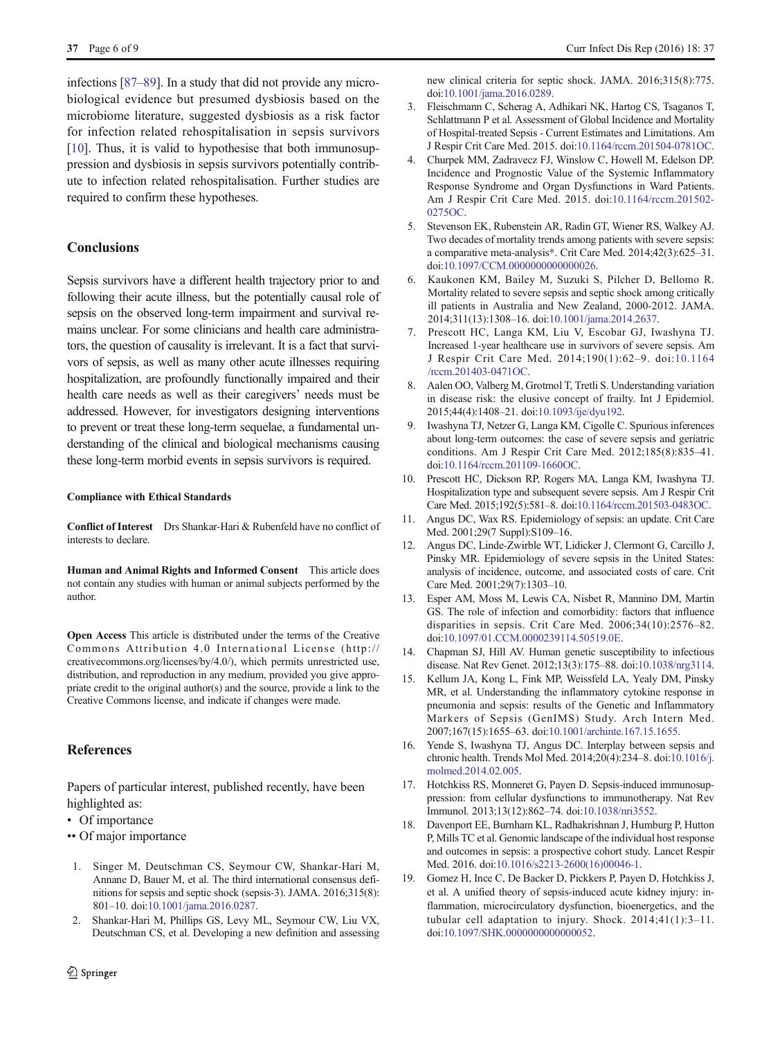infections [87–89]. In a study that did not provide any microbiological evidence but presumed dysbiosis based on the microbiome literature, suggested dysbiosis as a risk factor for infection related rehospitalisation in sepsis survivors [10]. Thus, it is valid to hypothesise that both immunosuppression and dysbiosis in sepsis survivors potentially contribute to infection related rehospitalisation. Further studies are required to confirm these hypotheses.

## Conclusions

Sepsis survivors have a different health trajectory prior to and following their acute illness, but the potentially causal role of sepsis on the observed long-term impairment and survival remains unclear. For some clinicians and health care administrators, the question of causality is irrelevant. It is a fact that survivors of sepsis, as well as many other acute illnesses requiring hospitalization, are profoundly functionally impaired and their health care needs as well as their caregivers' needs must be addressed. However, for investigators designing interventions to prevent or treat these long-term sequelae, a fundamental understanding of the clinical and biological mechanisms causing these long-term morbid events in sepsis survivors is required.

#### Compliance with Ethical Standards

**Conflict of Interest** Drs Shankar-Hari & Rubenfeld have no conflict of interests to declare.

**Human and Animal Rights and Informed Consent** This article does not contain any studies with human or animal subjects performed by the author.

**Open Access** This article is distributed under the terms of the Creative Commons Attribution 4.0 International License (http://creativecommons.org/licenses/by/4.0/), which permits unrestricted use, distribution, and reproduction in any medium, provided you give appropriate credit to the original author(s) and the source, provide a link to the Creative Commons license, and indicate if changes were made.

## References

Papers of particular interest, published recently, have been highlighted as:

- • Of importance
- •• Of major importance

1. Singer M, Deutschman CS, Seymour CW, Shankar-Hari M, Annane D, Bauer M, et al. The third international consensus definitions for sepsis and septic shock (sepsis-3). JAMA. 2016;315(8):801–10. doi:10.1001/jama.2016.0287.
2. Shankar-Hari M, Phillips GS, Levy ML, Seymour CW, Liu VX, Deutschman CS, et al. Developing a new definition and assessing new clinical criteria for septic shock. JAMA. 2016;315(8):775. doi:10.1001/jama.2016.0289.
3. Fleischmann C, Scherag A, Adhikari NK, Hartog CS, Tsaganos T, Schlattmann P et al. Assessment of Global Incidence and Mortality of Hospital-treated Sepsis - Current Estimates and Limitations. Am J Respir Crit Care Med. 2015. doi:10.1164/rccm.201504-0781OC.
4. Churpek MM, Zadravecz FJ, Winslow C, Howell M, Edelson DP. Incidence and Prognostic Value of the Systemic Inflammatory Response Syndrome and Organ Dysfunctions in Ward Patients. Am J Respir Crit Care Med. 2015. doi:10.1164/rccm.201502-0275OC.
5. Stevenson EK, Rubenstein AR, Radin GT, Wiener RS, Walkey AJ. Two decades of mortality trends among patients with severe sepsis: a comparative meta-analysis*. Crit Care Med. 2014;42(3):625–31. doi:10.1097/CCM.0000000000000026.
6. Kaukonen KM, Bailey M, Suzuki S, Pilcher D, Bellomo R. Mortality related to severe sepsis and septic shock among critically ill patients in Australia and New Zealand, 2000-2012. JAMA. 2014;311(13):1308–16. doi:10.1001/jama.2014.2637.
7. Prescott HC, Langa KM, Liu V, Escobar GJ, Iwashyna TJ. Increased 1-year healthcare use in survivors of severe sepsis. Am J Respir Crit Care Med. 2014;190(1):62–9. doi:10.1164/rccm.201403-0471OC.
8. Aalen OO, Valberg M, Grotmol T, Tretli S. Understanding variation in disease risk: the elusive concept of frailty. Int J Epidemiol. 2015;44(4):1408–21. doi:10.1093/ije/dyu192.
9. Iwashyna TJ, Netzer G, Langa KM, Cigolle C. Spurious inferences about long-term outcomes: the case of severe sepsis and geriatric conditions. Am J Respir Crit Care Med. 2012;185(8):835–41. doi:10.1164/rccm.201109-1660OC.
10. Prescott HC, Dickson RP, Rogers MA, Langa KM, Iwashyna TJ. Hospitalization type and subsequent severe sepsis. Am J Respir Crit Care Med. 2015;192(5):581–8. doi:10.1164/rccm.201503-0483OC.
11. Angus DC, Wax RS. Epidemiology of sepsis: an update. Crit Care Med. 2001;29(7 Suppl):S109–16.
12. Angus DC, Linde-Zwirble WT, Lidicker J, Clermont G, Carcillo J, Pinsky MR. Epidemiology of severe sepsis in the United States: analysis of incidence, outcome, and associated costs of care. Crit Care Med. 2001;29(7):1303–10.
13. Esper AM, Moss M, Lewis CA, Nisbet R, Mannino DM, Martin GS. The role of infection and comorbidity: factors that influence disparities in sepsis. Crit Care Med. 2006;34(10):2576–82. doi:10.1097/01.CCM.0000239114.50519.0E.
14. Chapman SJ, Hill AV. Human genetic susceptibility to infectious disease. Nat Rev Genet. 2012;13(3):175–88. doi:10.1038/nrg3114.
15. Kellum JA, Kong L, Fink MP, Weissfeld LA, Yealy DM, Pinsky MR, et al. Understanding the inflammatory cytokine response in pneumonia and sepsis: results of the Genetic and Inflammatory Markers of Sepsis (GenIMS) Study. Arch Intern Med. 2007;167(15):1655–63. doi:10.1001/archinte.167.15.1655.
16. Yende S, Iwashyna TJ, Angus DC. Interplay between sepsis and chronic health. Trends Mol Med. 2014;20(4):234–8. doi:10.1016/j.molmed.2014.02.005.
17. Hotchkiss RS, Monneret G, Payen D. Sepsis-induced immunosuppression: from cellular dysfunctions to immunotherapy. Nat Rev Immunol. 2013;13(12):862–74. doi:10.1038/nri3552.
18. Davenport EE, Burnham KL, Radhakrishnan J, Humburg P, Hutton P, Mills TC et al. Genomic landscape of the individual host response and outcomes in sepsis: a prospective cohort study. Lancet Respir Med. 2016. doi:10.1016/s2213-2600(16)00046-1.
19. Gomez H, Ince C, De Backer D, Pickkers P, Payen D, Hotchkiss J, et al. A unified theory of sepsis-induced acute kidney injury: inflammation, microcirculatory dysfunction, bioenergetics, and the tubular cell adaptation to injury. Shock. 2014;41(1):3–11. doi:10.1097/SHK.0000000000000052.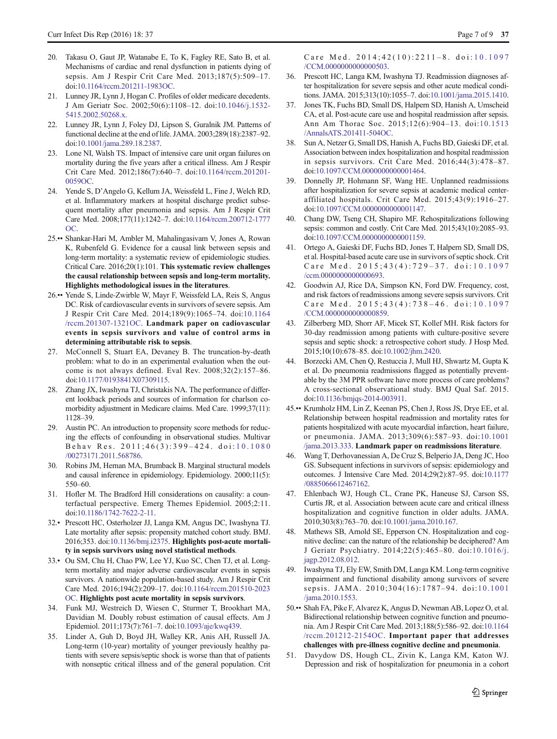20. Takasu O, Gaut JP, Watanabe E, To K, Fagley RE, Sato B, et al. Mechanisms of cardiac and renal dysfunction in patients dying of sepsis. Am J Respir Crit Care Med. 2013;187(5):509–17. doi:10.1164/rccm.201211-1983OC.
21. Lunney JR, Lynn J, Hogan C. Profiles of older medicare decedents. J Am Geriatr Soc. 2002;50(6):1108–12. doi:10.1046/j.1532-5415.2002.50268.x.
22. Lunney JR, Lynn J, Foley DJ, Lipson S, Guralnik JM. Patterns of functional decline at the end of life. JAMA. 2003;289(18):2387–92. doi:10.1001/jama.289.18.2387.
23. Lone NI, Walsh TS. Impact of intensive care unit organ failures on mortality during the five years after a critical illness. Am J Respir Crit Care Med. 2012;186(7):640–7. doi:10.1164/rccm.201201-0059OC.
24. Yende S, D'Angelo G, Kellum JA, Weissfeld L, Fine J, Welch RD, et al. Inflammatory markers at hospital discharge predict subsequent mortality after pneumonia and sepsis. Am J Respir Crit Care Med. 2008;177(11):1242–7. doi:10.1164/rccm.200712-1777OC.
25.•• Shankar-Hari M, Ambler M, Mahalingasivam V, Jones A, Rowan K, Rubenfeld G. Evidence for a causal link between sepsis and long-term mortality: a systematic review of epidemiologic studies. Critical Care. 2016;20(1):101. **This systematic review challenges the causal relationship between sepsis and long-term mortality. Highlights methodological issues in the literatures**.
26.•• Yende S, Linde-Zwirble W, Mayr F, Weissfeld LA, Reis S, Angus DC. Risk of cardiovascular events in survivors of severe sepsis. Am J Respir Crit Care Med. 2014;189(9):1065–74. doi:10.1164/rccm.201307-1321OC. **Landmark paper on cadiovascular events in sepsis survivors and value of control arms in determining attributable risk to sepsis**.
27. McConnell S, Stuart EA, Devaney B. The truncation-by-death problem: what to do in an experimental evaluation when the outcome is not always defined. Eval Rev. 2008;32(2):157–86. doi:10.1177/0193841X07309115.
28. Zhang JX, Iwashyna TJ, Christakis NA. The performance of different lookback periods and sources of information for charlson comorbidity adjustment in Medicare claims. Med Care. 1999;37(11):1128–39.
29. Austin PC. An introduction to propensity score methods for reducing the effects of confounding in observational studies. Multivar Behav Res. 2011;46(3):399–424. doi:10.1080/00273171.2011.568786.
30. Robins JM, Hernan MA, Brumback B. Marginal structural models and causal inference in epidemiology. Epidemiology. 2000;11(5):550–60.
31. Hofler M. The Bradford Hill considerations on causality: a counterfactual perspective. Emerg Themes Epidemiol. 2005;2:11. doi:10.1186/1742-7622-2-11.
32.• Prescott HC, Osterholzer JJ, Langa KM, Angus DC, Iwashyna TJ. Late mortality after sepsis: propensity matched cohort study. BMJ. 2016;353. doi:10.1136/bmj.i2375. **Highlights post-acute mortality in sepsis survivors using novel statistical methods**.
33.• Ou SM, Chu H, Chao PW, Lee YJ, Kuo SC, Chen TJ, et al. Long-term mortality and major adverse cardiovascular events in sepsis survivors. A nationwide population-based study. Am J Respir Crit Care Med. 2016;194(2):209–17. doi:10.1164/rccm.201510-2023OC. **Highlights post acute mortality in sepsis survivors**.
34. Funk MJ, Westreich D, Wiesen C, Sturmer T, Brookhart MA, Davidian M. Doubly robust estimation of causal effects. Am J Epidemiol. 2011;173(7):761–7. doi:10.1093/aje/kwq439.
35. Linder A, Guh D, Boyd JH, Walley KR, Anis AH, Russell JA. Long-term (10-year) mortality of younger previously healthy patients with severe sepsis/septic shock is worse than that of patients with nonseptic critical illness and of the general population. Crit Care Med. 2014;42(10):2211–8. doi:10.1097/CCM.0000000000000503.
36. Prescott HC, Langa KM, Iwashyna TJ. Readmission diagnoses after hospitalization for severe sepsis and other acute medical conditions. JAMA. 2015;313(10):1055–7. doi:10.1001/jama.2015.1410.
37. Jones TK, Fuchs BD, Small DS, Halpern SD, Hanish A, Umscheid CA, et al. Post-acute care use and hospital readmission after sepsis. Ann Am Thorac Soc. 2015;12(6):904–13. doi:10.1513/AnnalsATS.201411-504OC.
38. Sun A, Netzer G, Small DS, Hanish A, Fuchs BD, Gaieski DF, et al. Association between index hospitalization and hospital readmission in sepsis survivors. Crit Care Med. 2016;44(3):478–87. doi:10.1097/CCM.0000000000001464.
39. Donnelly JP, Hohmann SF, Wang HE. Unplanned readmissions after hospitalization for severe sepsis at academic medical center-affiliated hospitals. Crit Care Med. 2015;43(9):1916–27. doi:10.1097/CCM.0000000000001147.
40. Chang DW, Tseng CH, Shapiro MF. Rehospitalizations following sepsis: common and costly. Crit Care Med. 2015;43(10):2085–93. doi:10.1097/CCM.0000000000001159.
41. Ortego A, Gaieski DF, Fuchs BD, Jones T, Halpern SD, Small DS, et al. Hospital-based acute care use in survivors of septic shock. Crit Care Med. 2015;43(4):729–37. doi:10.1097/ccm.0000000000000693.
42. Goodwin AJ, Rice DA, Simpson KN, Ford DW. Frequency, cost, and risk factors of readmissions among severe sepsis survivors. Crit Care Med. 2015;43(4):738–46. doi:10.1097/CCM.0000000000000859.
43. Zilberberg MD, Shorr AF, Micek ST, Kollef MH. Risk factors for 30-day readmission among patients with culture-positive severe sepsis and septic shock: a retrospective cohort study. J Hosp Med. 2015;10(10):678–85. doi:10.1002/jhm.2420.
44. Borzecki AM, Chen Q, Restuccia J, Mull HJ, Shwartz M, Gupta K et al. Do pneumonia readmissions flagged as potentially preventable by the 3M PPR software have more process of care problems? A cross-sectional observational study. BMJ Qual Saf. 2015. doi:10.1136/bmjqs-2014-003911.
45.•• Krumholz HM, Lin Z, Keenan PS, Chen J, Ross JS, Drye EE, et al. Relationship between hospital readmission and mortality rates for patients hospitalized with acute myocardial infarction, heart failure, or pneumonia. JAMA. 2013;309(6):587–93. doi:10.1001/jama.2013.333. **Landmark paper on readmissions literature**.
46. Wang T, Derhovanessian A, De Cruz S, Belperio JA, Deng JC, Hoo GS. Subsequent infections in survivors of sepsis: epidemiology and outcomes. J Intensive Care Med. 2014;29(2):87–95. doi:10.1177/0885066612467162.
47. Ehlenbach WJ, Hough CL, Crane PK, Haneuse SJ, Carson SS, Curtis JR, et al. Association between acute care and critical illness hospitalization and cognitive function in older adults. JAMA. 2010;303(8):763–70. doi:10.1001/jama.2010.167.
48. Mathews SB, Arnold SE, Epperson CN. Hospitalization and cognitive decline: can the nature of the relationship be deciphered? Am J Geriatr Psychiatry. 2014;22(5):465–80. doi:10.1016/j.jagp.2012.08.012.
49. Iwashyna TJ, Ely EW, Smith DM, Langa KM. Long-term cognitive impairment and functional disability among survivors of severe sepsis. JAMA. 2010;304(16):1787–94. doi:10.1001/jama.2010.1553.
50.•• Shah FA, Pike F, Alvarez K, Angus D, Newman AB, Lopez O, et al. Bidirectional relationship between cognitive function and pneumonia. Am J Respir Crit Care Med. 2013;188(5):586–92. doi:10.1164/rccm.201212-2154OC. **Important paper that addresses challenges with pre-illness cognitive decline and pneumonia**.
51. Davydow DS, Hough CL, Zivin K, Langa KM, Katon WJ. Depression and risk of hospitalization for pneumonia in a cohort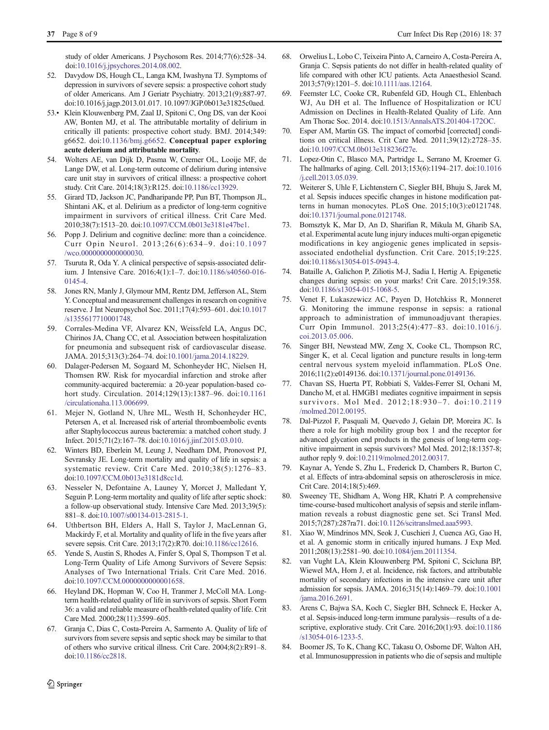study of older Americans. J Psychosom Res. 2014;77(6):528–34. doi:10.1016/j.jpsychores.2014.08.002.

52. Davydow DS, Hough CL, Langa KM, Iwashyna TJ. Symptoms of depression in survivors of severe sepsis: a prospective cohort study of older Americans. Am J Geriatr Psychiatry. 2013;21(9):887-97. doi:10.1016/j.jagp.2013.01.017. 10.1097/JGP.0b013e31825c0aed.

53.• Klein Klouwenberg PM, Zaal IJ, Spitoni C, Ong DS, van der Kooi AW, Bonten MJ, et al. The attributable mortality of delirium in critically ill patients: prospective cohort study. BMJ. 2014;349: g6652. doi:10.1136/bmj.g6652. **Conceptual paper exploring acute delerium and attributable mortality**.

54. Wolters AE, van Dijk D, Pasma W, Cremer OL, Looije MF, de Lange DW, et al. Long-term outcome of delirium during intensive care unit stay in survivors of critical illness: a prospective cohort study. Crit Care. 2014;18(3):R125. doi:10.1186/cc13929.

55. Girard TD, Jackson JC, Pandharipande PP, Pun BT, Thompson JL, Shintani AK, et al. Delirium as a predictor of long-term cognitive impairment in survivors of critical illness. Crit Care Med. 2010;38(7):1513–20. doi:10.1097/CCM.0b013e3181e47be1.

56. Popp J. Delirium and cognitive decline: more than a coincidence. Curr Opin Neurol. 2013;26(6):634–9. doi:10.1097/wco.0000000000000030.

57. Tsuruta R, Oda Y. A clinical perspective of sepsis-associated delirium. J Intensive Care. 2016;4(1):1–7. doi:10.1186/s40560-016-0145-4.

58. Jones RN, Manly J, Glymour MM, Rentz DM, Jefferson AL, Stern Y. Conceptual and measurement challenges in research on cognitive reserve. J Int Neuropsychol Soc. 2011;17(4):593–601. doi:10.1017/s1355617710001748.

59. Corrales-Medina VF, Alvarez KN, Weissfeld LA, Angus DC, Chirinos JA, Chang CC, et al. Association between hospitalization for pneumonia and subsequent risk of cardiovascular disease. JAMA. 2015;313(3):264–74. doi:10.1001/jama.2014.18229.

60. Dalager-Pedersen M, Sogaard M, Schonheyder HC, Nielsen H, Thomsen RW. Risk for myocardial infarction and stroke after community-acquired bacteremia: a 20-year population-based cohort study. Circulation. 2014;129(13):1387–96. doi:10.1161/circulationaha.113.006699.

61. Mejer N, Gotland N, Uhre ML, Westh H, Schonheyder HC, Petersen A, et al. Increased risk of arterial thromboembolic events after Staphylococcus aureus bacteremia: a matched cohort study. J Infect. 2015;71(2):167–78. doi:10.1016/j.jinf.2015.03.010.

62. Winters BD, Eberlein M, Leung J, Needham DM, Pronovost PJ, Sevransky JE. Long-term mortality and quality of life in sepsis: a systematic review. Crit Care Med. 2010;38(5):1276–83. doi:10.1097/CCM.0b013e3181d8cc1d.

63. Nesseler N, Defontaine A, Launey Y, Morcet J, Malledant Y, Seguin P. Long-term mortality and quality of life after septic shock: a follow-up observational study. Intensive Care Med. 2013;39(5): 881–8. doi:10.1007/s00134-013-2815-1.

64. Uthbertson BH, Elders A, Hall S, Taylor J, MacLennan G, Mackirdy F, et al. Mortality and quality of life in the five years after severe sepsis. Crit Care. 2013;17(2):R70. doi:10.1186/cc12616.

65. Yende S, Austin S, Rhodes A, Finfer S, Opal S, Thompson T et al. Long-Term Quality of Life Among Survivors of Severe Sepsis: Analyses of Two International Trials. Crit Care Med. 2016. doi:10.1097/CCM.0000000000001658.

66. Heyland DK, Hopman W, Coo H, Tranmer J, McColl MA. Long-term health-related quality of life in survivors of sepsis. Short Form 36: a valid and reliable measure of health-related quality of life. Crit Care Med. 2000;28(11):3599–605.

67. Granja C, Dias C, Costa-Pereira A, Sarmento A. Quality of life of survivors from severe sepsis and septic shock may be similar to that of others who survive critical illness. Crit Care. 2004;8(2):R91–8. doi:10.1186/cc2818.

68. Orwelius L, Lobo C, Teixeira Pinto A, Carneiro A, Costa-Pereira A, Granja C. Sepsis patients do not differ in health-related quality of life compared with other ICU patients. Acta Anaesthesiol Scand. 2013;57(9):1201–5. doi:10.1111/aas.12164.

69. Feemster LC, Cooke CR, Rubenfeld GD, Hough CL, Ehlenbach WJ, Au DH et al. The Influence of Hospitalization or ICU Admission on Declines in Health-Related Quality of Life. Ann Am Thorac Soc. 2014. doi:10.1513/AnnalsATS.201404-172OC.

70. Esper AM, Martin GS. The impact of comorbid [corrected] conditions on critical illness. Crit Care Med. 2011;39(12):2728–35. doi:10.1097/CCM.0b013e318236f27e.

71. Lopez-Otin C, Blasco MA, Partridge L, Serrano M, Kroemer G. The hallmarks of aging. Cell. 2013;153(6):1194–217. doi:10.1016/j.cell.2013.05.039.

72. Weiterer S, Uhle F, Lichtenstern C, Siegler BH, Bhuju S, Jarek M, et al. Sepsis induces specific changes in histone modification patterns in human monocytes. PLoS One. 2015;10(3):e0121748. doi:10.1371/journal.pone.0121748.

73. Bomsztyk K, Mar D, An D, Sharifian R, Mikula M, Gharib SA, et al. Experimental acute lung injury induces multi-organ epigenetic modifications in key angiogenic genes implicated in sepsis-associated endothelial dysfunction. Crit Care. 2015;19:225. doi:10.1186/s13054-015-0943-4.

74. Bataille A, Galichon P, Ziliotis M-J, Sadia I, Hertig A. Epigenetic changes during sepsis: on your marks! Crit Care. 2015;19:358. doi:10.1186/s13054-015-1068-5.

75. Venet F, Lukaszewicz AC, Payen D, Hotchkiss R, Monneret G. Monitoring the immune response in sepsis: a rational approach to administration of immunoadjuvant therapies. Curr Opin Immunol. 2013;25(4):477–83. doi:10.1016/j.coi.2013.05.006.

76. Singer BH, Newstead MW, Zeng X, Cooke CL, Thompson RC, Singer K, et al. Cecal ligation and puncture results in long-term central nervous system myeloid inflammation. PLoS One. 2016;11(2):e0149136. doi:10.1371/journal.pone.0149136.

77. Chavan SS, Huerta PT, Robbiati S, Valdes-Ferrer SI, Ochani M, Dancho M, et al. HMGB1 mediates cognitive impairment in sepsis survivors. Mol Med. 2012;18:930–7. doi:10.2119/molmed.2012.00195.

78. Dal-Pizzol F, Pasquali M, Quevedo J, Gelain DP, Moreira JC. Is there a role for high mobility group box 1 and the receptor for advanced glycation end products in the genesis of long-term cognitive impairment in sepsis survivors? Mol Med. 2012;18:1357-8; author reply 9. doi:10.2119/molmed.2012.00317.

79. Kaynar A, Yende S, Zhu L, Frederick D, Chambers R, Burton C, et al. Effects of intra-abdominal sepsis on atherosclerosis in mice. Crit Care. 2014;18(5):469.

80. Sweeney TE, Shidham A, Wong HR, Khatri P. A comprehensive time-course-based multicohort analysis of sepsis and sterile inflammation reveals a robust diagnostic gene set. Sci Transl Med. 2015;7(287):287ra71. doi:10.1126/scitranslmed.aaa5993.

81. Xiao W, Mindrinos MN, Seok J, Cuschieri J, Cuenca AG, Gao H, et al. A genomic storm in critically injured humans. J Exp Med. 2011;208(13):2581–90. doi:10.1084/jem.20111354.

82. van Vught LA, Klein Klouwenberg PM, Spitoni C, Scicluna BP, Wiewel MA, Horn J, et al. Incidence, risk factors, and attributable mortality of secondary infections in the intensive care unit after admission for sepsis. JAMA. 2016;315(14):1469–79. doi:10.1001/jama.2016.2691.

83. Arens C, Bajwa SA, Koch C, Siegler BH, Schneck E, Hecker A, et al. Sepsis-induced long-term immune paralysis—results of a descriptive, explorative study. Crit Care. 2016;20(1):93. doi:10.1186/s13054-016-1233-5.

84. Boomer JS, To K, Chang KC, Takasu O, Osborne DF, Walton AH, et al. Immunosuppression in patients who die of sepsis and multiple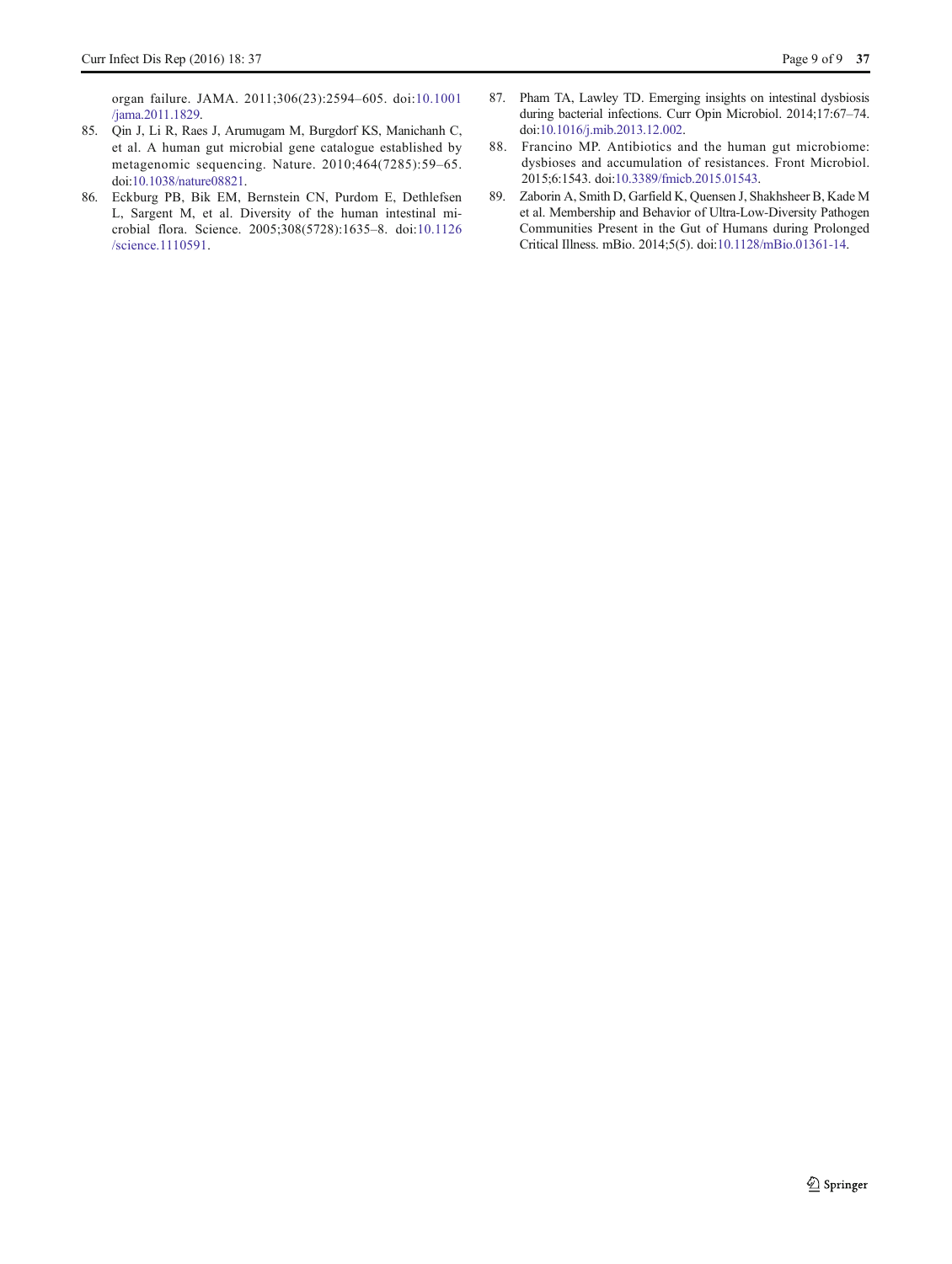organ failure. JAMA. 2011;306(23):2594–605. doi:10.1001/jama.2011.1829.

85. Qin J, Li R, Raes J, Arumugam M, Burgdorf KS, Manichanh C, et al. A human gut microbial gene catalogue established by metagenomic sequencing. Nature. 2010;464(7285):59–65. doi:10.1038/nature08821.
86. Eckburg PB, Bik EM, Bernstein CN, Purdom E, Dethlefsen L, Sargent M, et al. Diversity of the human intestinal microbial flora. Science. 2005;308(5728):1635–8. doi:10.1126/science.1110591.
87. Pham TA, Lawley TD. Emerging insights on intestinal dysbiosis during bacterial infections. Curr Opin Microbiol. 2014;17:67–74. doi:10.1016/j.mib.2013.12.002.
88. Francino MP. Antibiotics and the human gut microbiome: dysbioses and accumulation of resistances. Front Microbiol. 2015;6:1543. doi:10.3389/fmicb.2015.01543.
89. Zaborin A, Smith D, Garfield K, Quensen J, Shakhsheer B, Kade M et al. Membership and Behavior of Ultra-Low-Diversity Pathogen Communities Present in the Gut of Humans during Prolonged Critical Illness. mBio. 2014;5(5). doi:10.1128/mBio.01361-14.